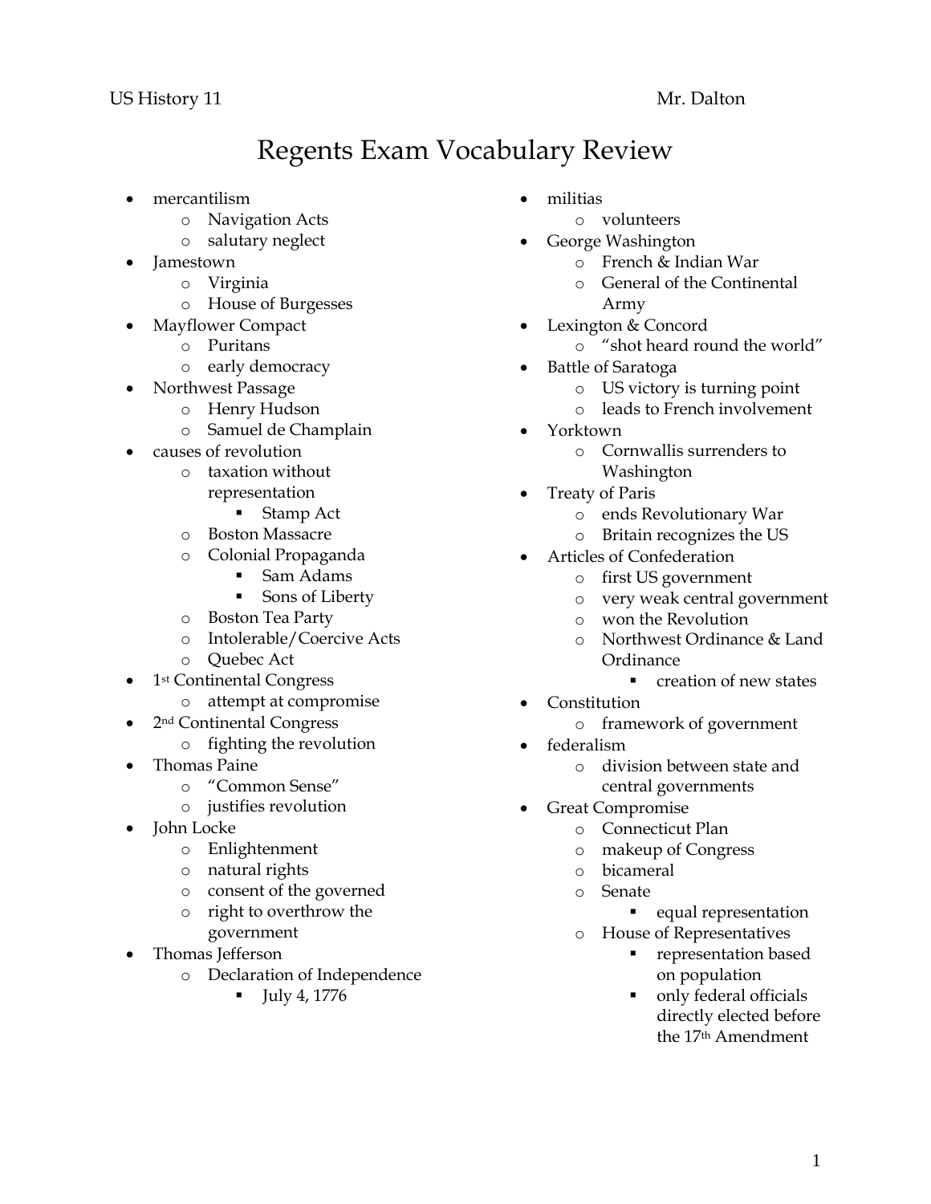US History 11 Mr. Dalton

# Regents Exam Vocabulary Review

- mercantilism
  - Navigation Acts
  - salutary neglect
- Jamestown
  - Virginia
  - House of Burgesses
- Mayflower Compact
  - Puritans
  - early democracy
- Northwest Passage
  - Henry Hudson
  - Samuel de Champlain
- causes of revolution
  - taxation without representation
    - Stamp Act
  - Boston Massacre
  - Colonial Propaganda
    - Sam Adams
    - Sons of Liberty
  - Boston Tea Party
  - Intolerable/Coercive Acts
  - Quebec Act
- 1st Continental Congress
  - attempt at compromise
- 2nd Continental Congress
  - fighting the revolution
- Thomas Paine
  - "Common Sense"
  - justifies revolution
- John Locke
  - Enlightenment
  - natural rights
  - consent of the governed
  - right to overthrow the government
- Thomas Jefferson
  - Declaration of Independence
    - July 4, 1776
- militias
  - volunteers
- George Washington
  - French & Indian War
  - General of the Continental Army
- Lexington & Concord
  - "shot heard round the world"
- Battle of Saratoga
  - US victory is turning point
  - leads to French involvement
- Yorktown
  - Cornwallis surrenders to Washington
- Treaty of Paris
  - ends Revolutionary War
  - Britain recognizes the US
- Articles of Confederation
  - first US government
  - very weak central government
  - won the Revolution
  - Northwest Ordinance & Land Ordinance
    - creation of new states
- Constitution
  - framework of government
- federalism
  - division between state and central governments
- Great Compromise
  - Connecticut Plan
  - makeup of Congress
  - bicameral
  - Senate
    - equal representation
  - House of Representatives
    - representation based on population
    - only federal officials directly elected before the 17th Amendment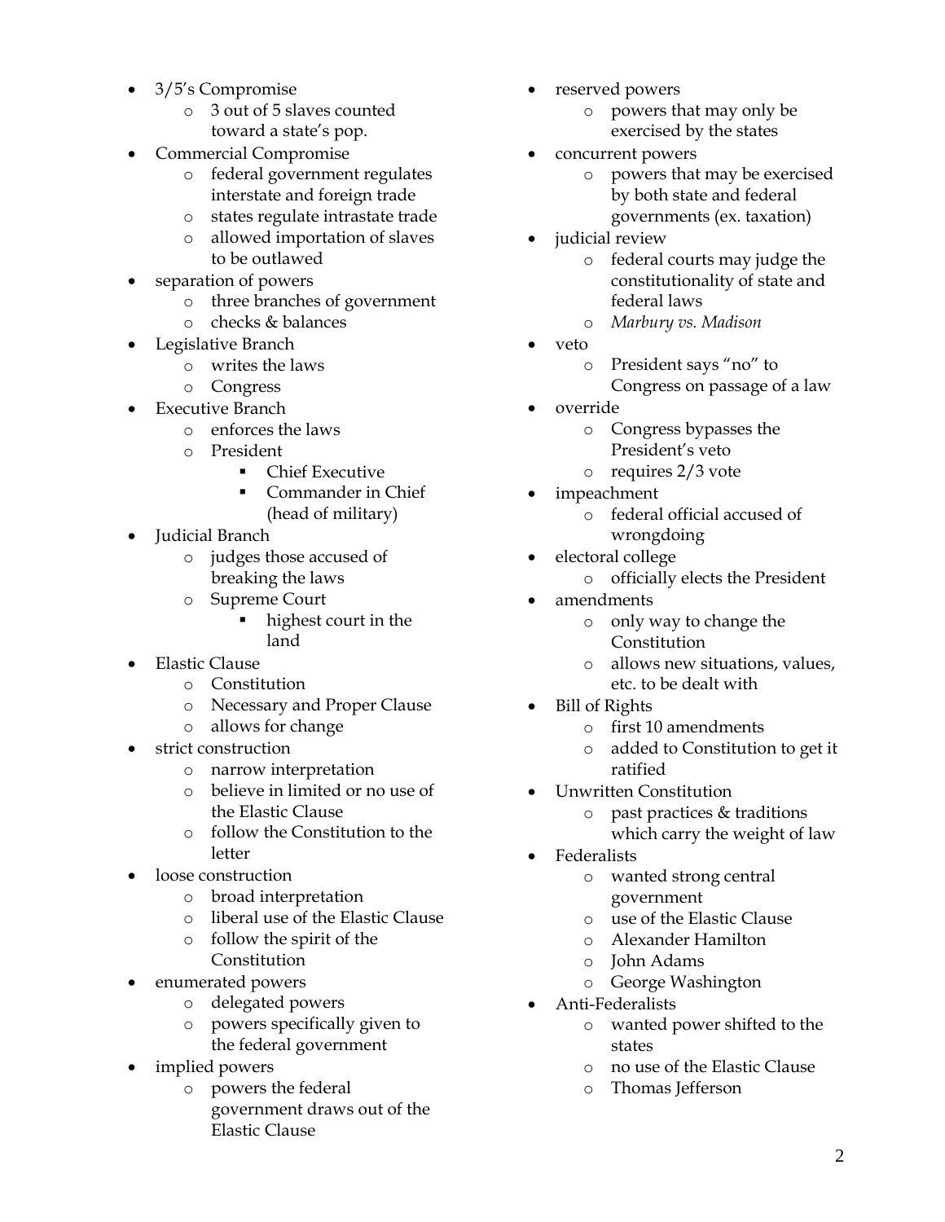- 3/5's Compromise
  - 3 out of 5 slaves counted toward a state's pop.
- Commercial Compromise
  - federal government regulates interstate and foreign trade
  - states regulate intrastate trade
  - allowed importation of slaves to be outlawed
- separation of powers
  - three branches of government
  - checks & balances
- Legislative Branch
  - writes the laws
  - Congress
- Executive Branch
  - enforces the laws
  - President
    - Chief Executive
    - Commander in Chief (head of military)
- Judicial Branch
  - judges those accused of breaking the laws
  - Supreme Court
    - highest court in the land
- Elastic Clause
  - Constitution
  - Necessary and Proper Clause
  - allows for change
- strict construction
  - narrow interpretation
  - believe in limited or no use of the Elastic Clause
  - follow the Constitution to the letter
- loose construction
  - broad interpretation
  - liberal use of the Elastic Clause
  - follow the spirit of the Constitution
- enumerated powers
  - delegated powers
  - powers specifically given to the federal government
- implied powers
  - powers the federal government draws out of the Elastic Clause
- reserved powers
  - powers that may only be exercised by the states
- concurrent powers
  - powers that may be exercised by both state and federal governments (ex. taxation)
- judicial review
  - federal courts may judge the constitutionality of state and federal laws
  - *Marbury vs. Madison*
- veto
  - President says "no" to Congress on passage of a law
- override
  - Congress bypasses the President's veto
  - requires 2/3 vote
- impeachment
  - federal official accused of wrongdoing
- electoral college
  - officially elects the President
- amendments
  - only way to change the Constitution
  - allows new situations, values, etc. to be dealt with
- Bill of Rights
  - first 10 amendments
  - added to Constitution to get it ratified
- Unwritten Constitution
  - past practices & traditions which carry the weight of law
- Federalists
  - wanted strong central government
  - use of the Elastic Clause
  - Alexander Hamilton
  - John Adams
  - George Washington
- Anti-Federalists
  - wanted power shifted to the states
  - no use of the Elastic Clause
  - Thomas Jefferson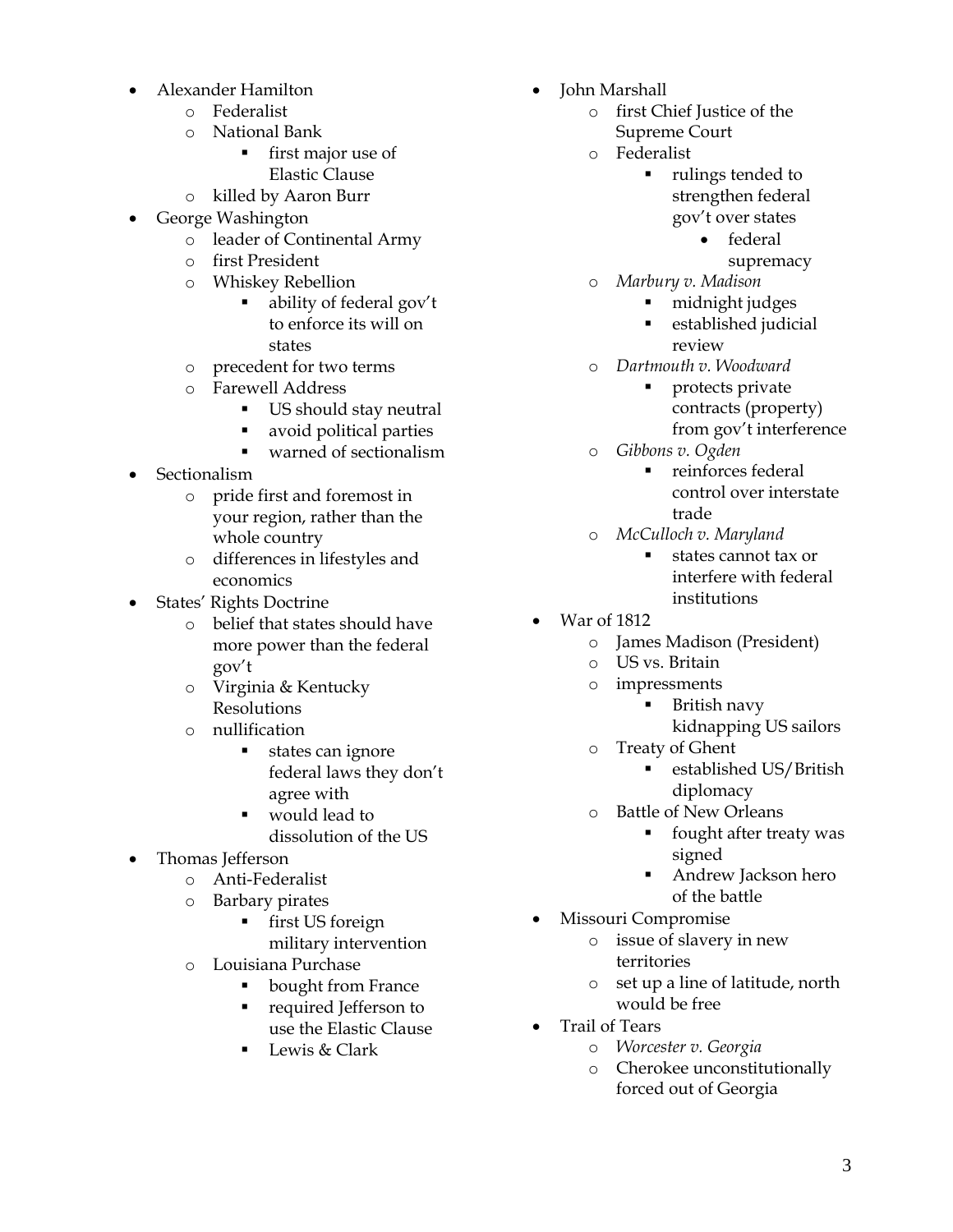- Alexander Hamilton
    - Federalist
    - National Bank
        - first major use of Elastic Clause
    - killed by Aaron Burr
- George Washington
    - leader of Continental Army
    - first President
    - Whiskey Rebellion
        - ability of federal gov't to enforce its will on states
    - precedent for two terms
    - Farewell Address
        - US should stay neutral
        - avoid political parties
        - warned of sectionalism
- Sectionalism
    - pride first and foremost in your region, rather than the whole country
    - differences in lifestyles and economics
- States' Rights Doctrine
    - belief that states should have more power than the federal gov't
    - Virginia & Kentucky Resolutions
    - nullification
        - states can ignore federal laws they don't agree with
        - would lead to dissolution of the US
- Thomas Jefferson
    - Anti-Federalist
    - Barbary pirates
        - first US foreign military intervention
    - Louisiana Purchase
        - bought from France
        - required Jefferson to use the Elastic Clause
        - Lewis & Clark
- John Marshall
    - first Chief Justice of the Supreme Court
    - Federalist
        - rulings tended to strengthen federal gov't over states
            - federal supremacy
    - *Marbury v. Madison*
        - midnight judges
        - established judicial review
    - *Dartmouth v. Woodward*
        - protects private contracts (property) from gov't interference
    - *Gibbons v. Ogden*
        - reinforces federal control over interstate trade
    - *McCulloch v. Maryland*
        - states cannot tax or interfere with federal institutions
- War of 1812
    - James Madison (President)
    - US vs. Britain
    - impressments
        - British navy kidnapping US sailors
    - Treaty of Ghent
        - established US/British diplomacy
    - Battle of New Orleans
        - fought after treaty was signed
        - Andrew Jackson hero of the battle
- Missouri Compromise
    - issue of slavery in new territories
    - set up a line of latitude, north would be free
- Trail of Tears
    - *Worcester v. Georgia*
    - Cherokee unconstitutionally forced out of Georgia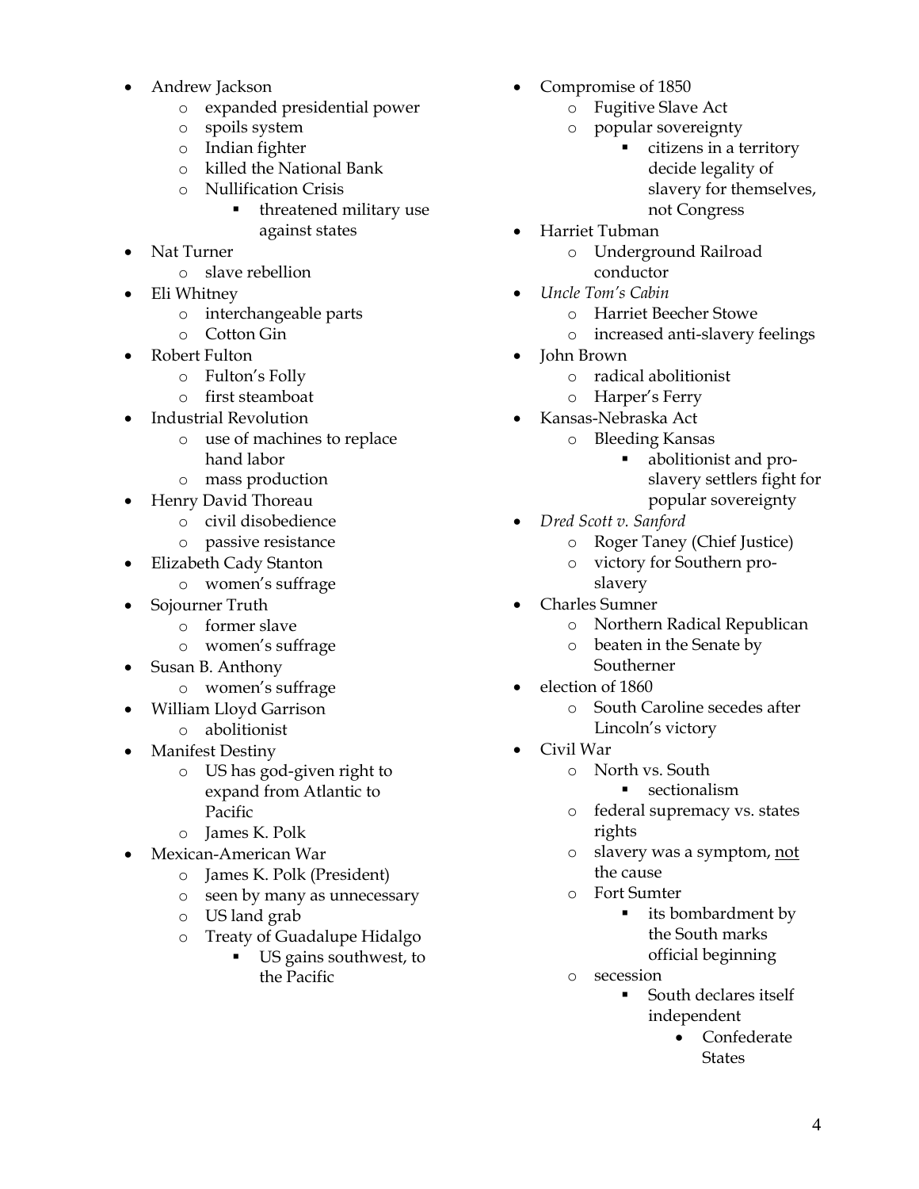- Andrew Jackson
    - expanded presidential power
    - spoils system
    - Indian fighter
    - killed the National Bank
    - Nullification Crisis
        - threatened military use against states
- Nat Turner
    - slave rebellion
- Eli Whitney
    - interchangeable parts
    - Cotton Gin
- Robert Fulton
    - Fulton's Folly
    - first steamboat
- Industrial Revolution
    - use of machines to replace hand labor
    - mass production
- Henry David Thoreau
    - civil disobedience
    - passive resistance
- Elizabeth Cady Stanton
    - women's suffrage
- Sojourner Truth
    - former slave
    - women's suffrage
- Susan B. Anthony
    - women's suffrage
- William Lloyd Garrison
    - abolitionist
- Manifest Destiny
    - US has god-given right to expand from Atlantic to Pacific
    - James K. Polk
- Mexican-American War
    - James K. Polk (President)
    - seen by many as unnecessary
    - US land grab
    - Treaty of Guadalupe Hidalgo
        - US gains southwest, to the Pacific
- Compromise of 1850
    - Fugitive Slave Act
    - popular sovereignty
        - citizens in a territory decide legality of slavery for themselves, not Congress
- Harriet Tubman
    - Underground Railroad conductor
- *Uncle Tom's Cabin*
    - Harriet Beecher Stowe
    - increased anti-slavery feelings
- John Brown
    - radical abolitionist
    - Harper's Ferry
- Kansas-Nebraska Act
    - Bleeding Kansas
        - abolitionist and pro-slavery settlers fight for popular sovereignty
- *Dred Scott v. Sanford*
    - Roger Taney (Chief Justice)
    - victory for Southern pro-slavery
- Charles Sumner
    - Northern Radical Republican
    - beaten in the Senate by Southerner
- election of 1860
    - South Caroline secedes after Lincoln's victory
- Civil War
    - North vs. South
        - sectionalism
    - federal supremacy vs. states rights
    - slavery was a symptom, <u>not</u> the cause
    - Fort Sumter
        - its bombardment by the South marks official beginning
    - secession
        - South declares itself independent
            - Confederate States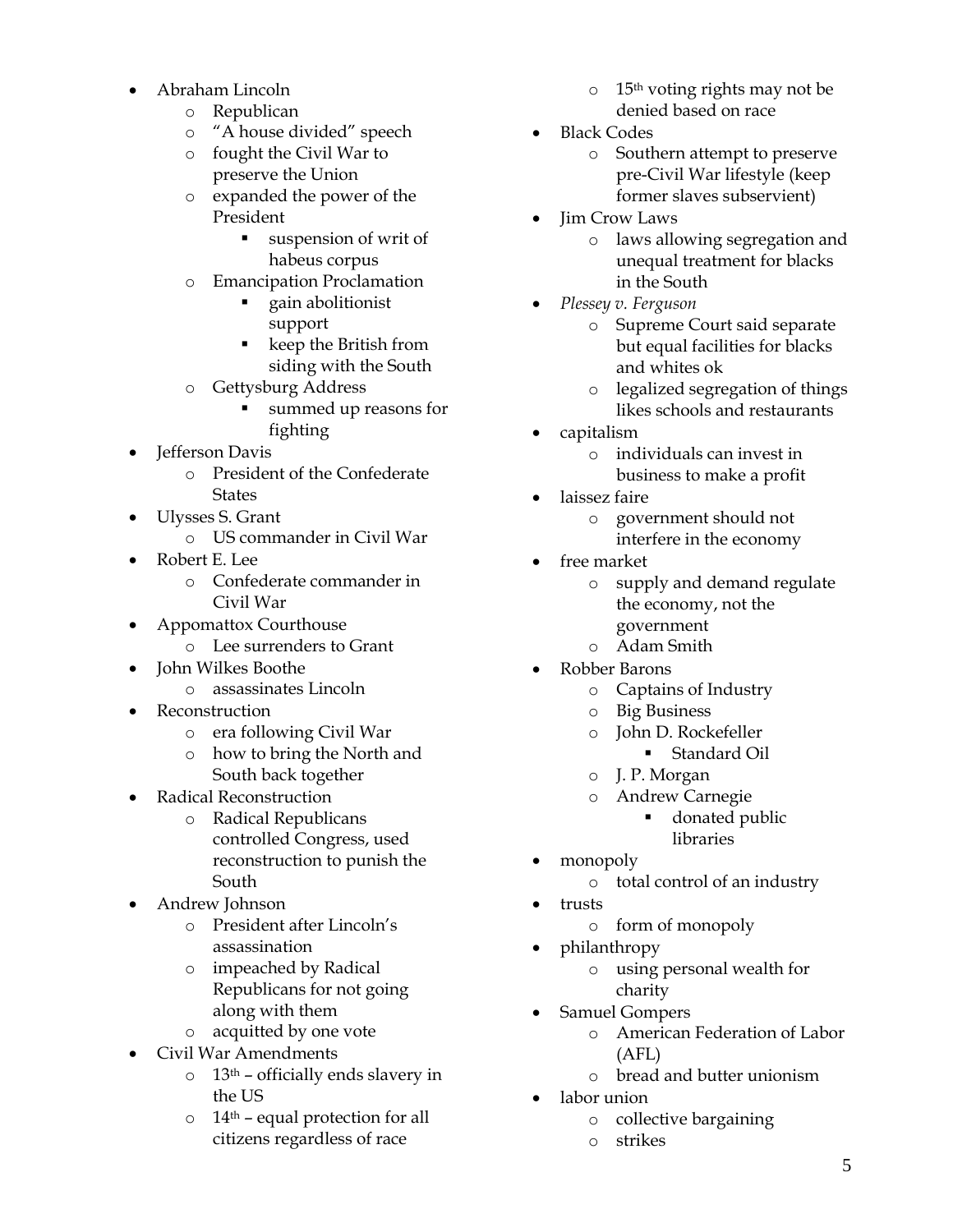- Abraham Lincoln
    - Republican
    - "A house divided" speech
    - fought the Civil War to preserve the Union
    - expanded the power of the President
        - suspension of writ of habeus corpus
    - Emancipation Proclamation
        - gain abolitionist support
        - keep the British from siding with the South
    - Gettysburg Address
        - summed up reasons for fighting
- Jefferson Davis
    - President of the Confederate States
- Ulysses S. Grant
    - US commander in Civil War
- Robert E. Lee
    - Confederate commander in Civil War
- Appomattox Courthouse
    - Lee surrenders to Grant
- John Wilkes Boothe
    - assassinates Lincoln
- Reconstruction
    - era following Civil War
    - how to bring the North and South back together
- Radical Reconstruction
    - Radical Republicans controlled Congress, used reconstruction to punish the South
- Andrew Johnson
    - President after Lincoln's assassination
    - impeached by Radical Republicans for not going along with them
    - acquitted by one vote
- Civil War Amendments
    - 13th – officially ends slavery in the US
    - 14th – equal protection for all citizens regardless of race
    - 15th voting rights may not be denied based on race
- Black Codes
    - Southern attempt to preserve pre-Civil War lifestyle (keep former slaves subservient)
- Jim Crow Laws
    - laws allowing segregation and unequal treatment for blacks in the South
- *Plessey v. Ferguson*
    - Supreme Court said separate but equal facilities for blacks and whites ok
    - legalized segregation of things likes schools and restaurants
- capitalism
    - individuals can invest in business to make a profit
- laissez faire
    - government should not interfere in the economy
- free market
    - supply and demand regulate the economy, not the government
    - Adam Smith
- Robber Barons
    - Captains of Industry
    - Big Business
    - John D. Rockefeller
        - Standard Oil
    - J. P. Morgan
    - Andrew Carnegie
        - donated public libraries
- monopoly
    - total control of an industry
- trusts
    - form of monopoly
- philanthropy
    - using personal wealth for charity
- Samuel Gompers
    - American Federation of Labor (AFL)
    - bread and butter unionism
- labor union
    - collective bargaining
    - strikes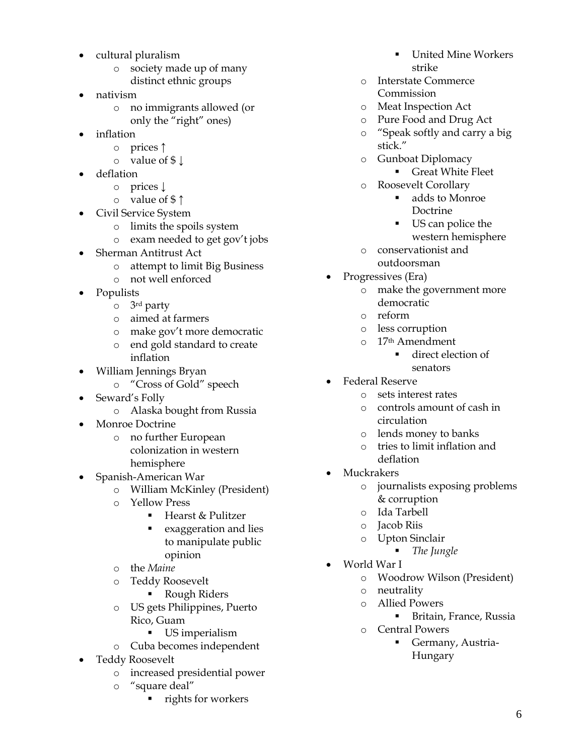- cultural pluralism
    - society made up of many distinct ethnic groups
- nativism
    - no immigrants allowed (or only the "right" ones)
- inflation
    - prices ↑
    - value of $ ↓
- deflation
    - prices ↓
    - value of $ ↑
- Civil Service System
    - limits the spoils system
    - exam needed to get gov't jobs
- Sherman Antitrust Act
    - attempt to limit Big Business
    - not well enforced
- Populists
    - 3rd party
    - aimed at farmers
    - make gov't more democratic
    - end gold standard to create inflation
- William Jennings Bryan
    - "Cross of Gold" speech
- Seward's Folly
    - Alaska bought from Russia
- Monroe Doctrine
    - no further European colonization in western hemisphere
- Spanish-American War
    - William McKinley (President)
    - Yellow Press
        - Hearst & Pulitzer
        - exaggeration and lies to manipulate public opinion
    - the *Maine*
    - Teddy Roosevelt
        - Rough Riders
    - US gets Philippines, Puerto Rico, Guam
        - US imperialism
    - Cuba becomes independent
- Teddy Roosevelt
    - increased presidential power
    - "square deal"
        - rights for workers
        - United Mine Workers strike
    - Interstate Commerce Commission
    - Meat Inspection Act
    - Pure Food and Drug Act
    - "Speak softly and carry a big stick."
    - Gunboat Diplomacy
        - Great White Fleet
    - Roosevelt Corollary
        - adds to Monroe Doctrine
        - US can police the western hemisphere
    - conservationist and outdoorsman
- Progressives (Era)
    - make the government more democratic
    - reform
    - less corruption
    - 17th Amendment
        - direct election of senators
- Federal Reserve
    - sets interest rates
    - controls amount of cash in circulation
    - lends money to banks
    - tries to limit inflation and deflation
- Muckrakers
    - journalists exposing problems & corruption
    - Ida Tarbell
    - Jacob Riis
    - Upton Sinclair
        - *The Jungle*
- World War I
    - Woodrow Wilson (President)
    - neutrality
    - Allied Powers
        - Britain, France, Russia
    - Central Powers
        - Germany, Austria-Hungary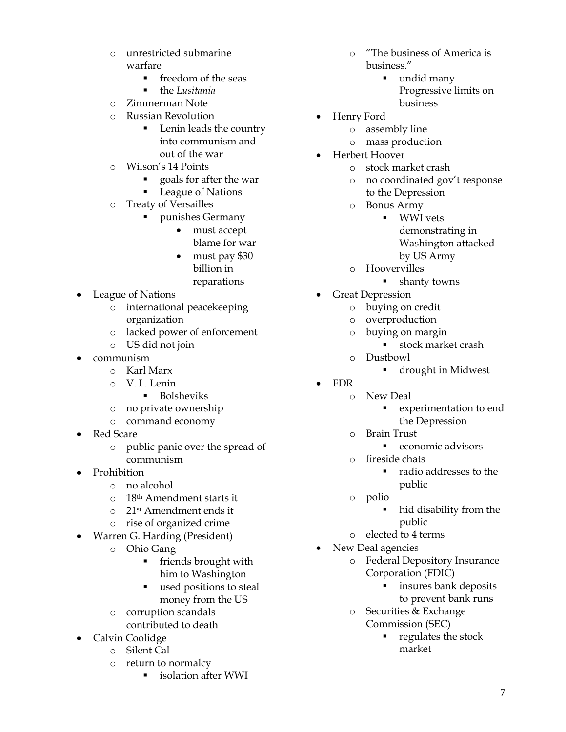- unrestricted submarine warfare
        - freedom of the seas
        - the *Lusitania*
    - Zimmerman Note
    - Russian Revolution
        - Lenin leads the country into communism and out of the war
    - Wilson's 14 Points
        - goals for after the war
        - League of Nations
    - Treaty of Versailles
        - punishes Germany
            - must accept blame for war
            - must pay $30 billion in reparations
- League of Nations
    - international peacekeeping organization
    - lacked power of enforcement
    - US did not join
- communism
    - Karl Marx
    - V. I . Lenin
        - Bolsheviks
    - no private ownership
    - command economy
- Red Scare
    - public panic over the spread of communism
- Prohibition
    - no alcohol
    - 18th Amendment starts it
    - 21st Amendment ends it
    - rise of organized crime
- Warren G. Harding (President)
    - Ohio Gang
        - friends brought with him to Washington
        - used positions to steal money from the US
    - corruption scandals contributed to death
- Calvin Coolidge
    - Silent Cal
    - return to normalcy
        - isolation after WWI
    - "The business of America is business."
        - undid many Progressive limits on business
- Henry Ford
    - assembly line
    - mass production
- Herbert Hoover
    - stock market crash
    - no coordinated gov't response to the Depression
    - Bonus Army
        - WWI vets demonstrating in Washington attacked by US Army
    - Hoovervilles
        - shanty towns
- Great Depression
    - buying on credit
    - overproduction
    - buying on margin
        - stock market crash
    - Dustbowl
        - drought in Midwest
- FDR
    - New Deal
        - experimentation to end the Depression
    - Brain Trust
        - economic advisors
    - fireside chats
        - radio addresses to the public
    - polio
        - hid disability from the public
    - elected to 4 terms
- New Deal agencies
    - Federal Depository Insurance Corporation (FDIC)
        - insures bank deposits to prevent bank runs
    - Securities & Exchange Commission (SEC)
        - regulates the stock market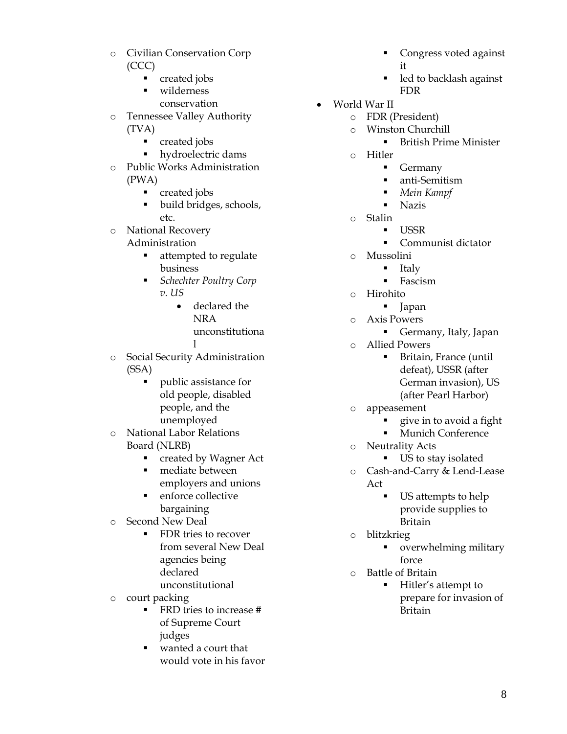- Civilian Conservation Corp (CCC)
  - created jobs
  - wilderness conservation
- Tennessee Valley Authority (TVA)
  - created jobs
  - hydroelectric dams
- Public Works Administration (PWA)
  - created jobs
  - build bridges, schools, etc.
- National Recovery Administration
  - attempted to regulate business
  - *Schechter Poultry Corp v. US*
    - declared the NRA unconstitutional
- Social Security Administration (SSA)
  - public assistance for old people, disabled people, and the unemployed
- National Labor Relations Board (NLRB)
  - created by Wagner Act
  - mediate between employers and unions
  - enforce collective bargaining
- Second New Deal
  - FDR tries to recover from several New Deal agencies being declared unconstitutional
- court packing
  - FRD tries to increase # of Supreme Court judges
  - wanted a court that would vote in his favor
  - Congress voted against it
  - led to backlash against FDR

- World War II
  - FDR (President)
  - Winston Churchill
    - British Prime Minister
  - Hitler
    - Germany
    - anti-Semitism
    - *Mein Kampf*
    - Nazis
  - Stalin
    - USSR
    - Communist dictator
  - Mussolini
    - Italy
    - Fascism
  - Hirohito
    - Japan
  - Axis Powers
    - Germany, Italy, Japan
  - Allied Powers
    - Britain, France (until defeat), USSR (after German invasion), US (after Pearl Harbor)
  - appeasement
    - give in to avoid a fight
    - Munich Conference
  - Neutrality Acts
    - US to stay isolated
  - Cash-and-Carry & Lend-Lease Act
    - US attempts to help provide supplies to Britain
  - blitzkrieg
    - overwhelming military force
  - Battle of Britain
    - Hitler's attempt to prepare for invasion of Britain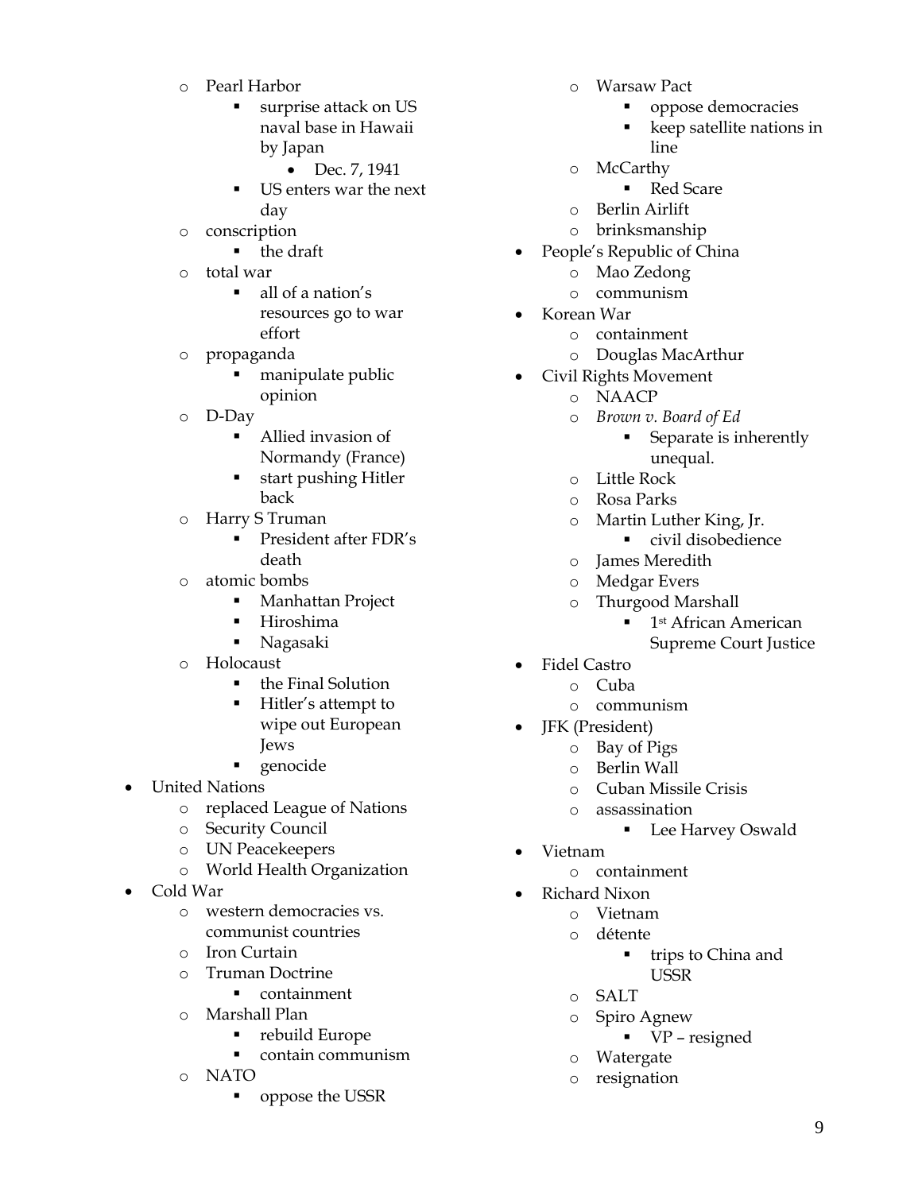- Pearl Harbor
    - surprise attack on US naval base in Hawaii by Japan
      - Dec. 7, 1941
    - US enters war the next day
  - conscription
    - the draft
  - total war
    - all of a nation's resources go to war effort
  - propaganda
    - manipulate public opinion
  - D-Day
    - Allied invasion of Normandy (France)
    - start pushing Hitler back
  - Harry S Truman
    - President after FDR's death
  - atomic bombs
    - Manhattan Project
    - Hiroshima
    - Nagasaki
  - Holocaust
    - the Final Solution
    - Hitler's attempt to wipe out European Jews
    - genocide
- United Nations
  - replaced League of Nations
  - Security Council
  - UN Peacekeepers
  - World Health Organization
- Cold War
  - western democracies vs. communist countries
  - Iron Curtain
  - Truman Doctrine
    - containment
  - Marshall Plan
    - rebuild Europe
    - contain communism
  - NATO
    - oppose the USSR
  - Warsaw Pact
    - oppose democracies
    - keep satellite nations in line
  - McCarthy
    - Red Scare
  - Berlin Airlift
  - brinksmanship
- People's Republic of China
  - Mao Zedong
  - communism
- Korean War
  - containment
  - Douglas MacArthur
- Civil Rights Movement
  - NAACP
  - *Brown v. Board of Ed*
    - Separate is inherently unequal.
  - Little Rock
  - Rosa Parks
  - Martin Luther King, Jr.
    - civil disobedience
  - James Meredith
  - Medgar Evers
  - Thurgood Marshall
    - 1st African American Supreme Court Justice
- Fidel Castro
  - Cuba
  - communism
- JFK (President)
  - Bay of Pigs
  - Berlin Wall
  - Cuban Missile Crisis
  - assassination
    - Lee Harvey Oswald
- Vietnam
  - containment
- Richard Nixon
  - Vietnam
  - détente
    - trips to China and USSR
  - SALT
  - Spiro Agnew
    - VP – resigned
  - Watergate
  - resignation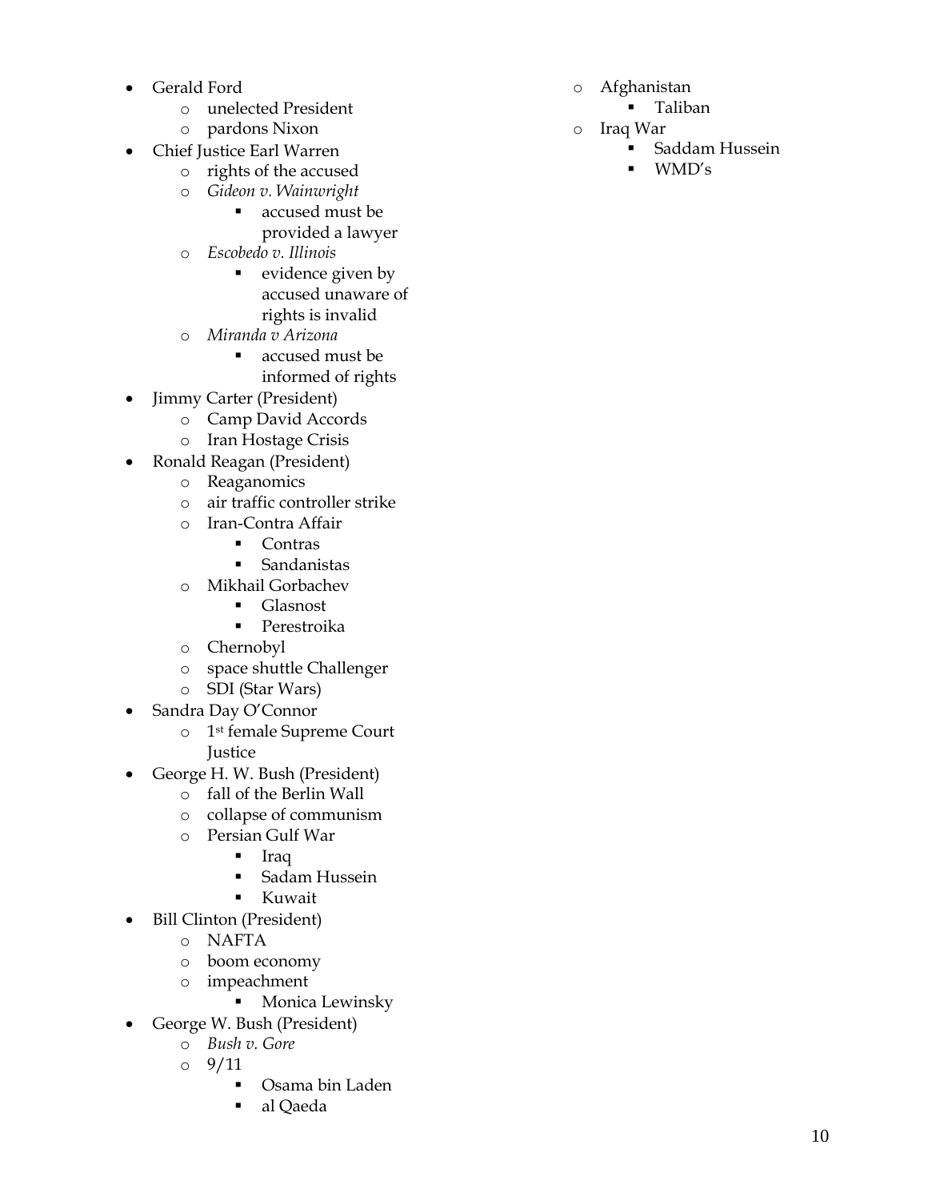- Gerald Ford
  - unelected President
  - pardons Nixon
- Chief Justice Earl Warren
  - rights of the accused
  - *Gideon v. Wainwright*
    - accused must be provided a lawyer
  - *Escobedo v. Illinois*
    - evidence given by accused unaware of rights is invalid
  - *Miranda v Arizona*
    - accused must be informed of rights
- Jimmy Carter (President)
  - Camp David Accords
  - Iran Hostage Crisis
- Ronald Reagan (President)
  - Reaganomics
  - air traffic controller strike
  - Iran-Contra Affair
    - Contras
    - Sandanistas
  - Mikhail Gorbachev
    - Glasnost
    - Perestroika
  - Chernobyl
  - space shuttle Challenger
  - SDI (Star Wars)
- Sandra Day O'Connor
  - 1st female Supreme Court Justice
- George H. W. Bush (President)
  - fall of the Berlin Wall
  - collapse of communism
  - Persian Gulf War
    - Iraq
    - Sadam Hussein
    - Kuwait
- Bill Clinton (President)
  - NAFTA
  - boom economy
  - impeachment
    - Monica Lewinsky
- George W. Bush (President)
  - *Bush v. Gore*
  - 9/11
    - Osama bin Laden
    - al Qaeda
  - Afghanistan
    - Taliban
  - Iraq War
    - Saddam Hussein
    - WMD's